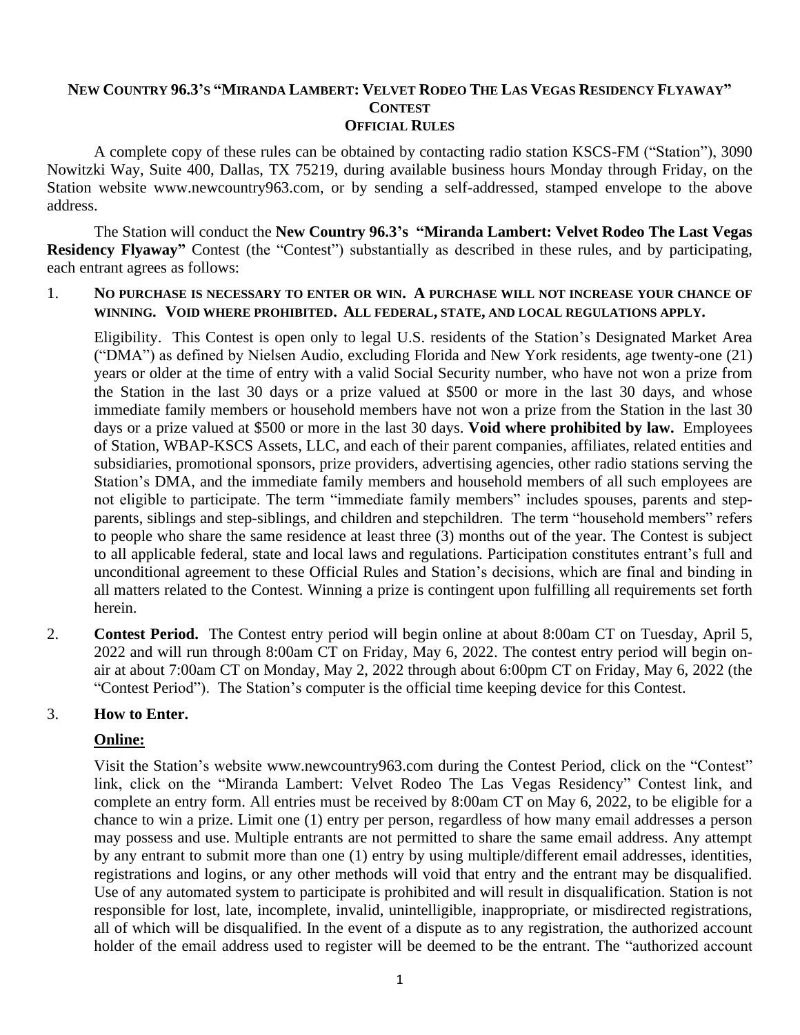# NEW COUNTRY 96.3'S "MIRANDA LAMBERT: VELVET RODEO THE LAS VEGAS RESIDENCY FLYAWAY" CONTEST
## OFFICIAL RULES

A complete copy of these rules can be obtained by contacting radio station KSCS-FM ("Station"), 3090 Nowitzki Way, Suite 400, Dallas, TX 75219, during available business hours Monday through Friday, on the Station website www.newcountry963.com, or by sending a self-addressed, stamped envelope to the above address.

The Station will conduct the **New Country 96.3's "Miranda Lambert: Velvet Rodeo The Last Vegas Residency Flyaway"** Contest (the "Contest") substantially as described in these rules, and by participating, each entrant agrees as follows:

1. **NO PURCHASE IS NECESSARY TO ENTER OR WIN. A PURCHASE WILL NOT INCREASE YOUR CHANCE OF WINNING. VOID WHERE PROHIBITED. ALL FEDERAL, STATE, AND LOCAL REGULATIONS APPLY.**

   Eligibility. This Contest is open only to legal U.S. residents of the Station's Designated Market Area ("DMA") as defined by Nielsen Audio, excluding Florida and New York residents, age twenty-one (21) years or older at the time of entry with a valid Social Security number, who have not won a prize from the Station in the last 30 days or a prize valued at $500 or more in the last 30 days, and whose immediate family members or household members have not won a prize from the Station in the last 30 days or a prize valued at $500 or more in the last 30 days. **Void where prohibited by law.** Employees of Station, WBAP-KSCS Assets, LLC, and each of their parent companies, affiliates, related entities and subsidiaries, promotional sponsors, prize providers, advertising agencies, other radio stations serving the Station's DMA, and the immediate family members and household members of all such employees are not eligible to participate. The term "immediate family members" includes spouses, parents and step-parents, siblings and step-siblings, and children and stepchildren. The term "household members" refers to people who share the same residence at least three (3) months out of the year. The Contest is subject to all applicable federal, state and local laws and regulations. Participation constitutes entrant's full and unconditional agreement to these Official Rules and Station's decisions, which are final and binding in all matters related to the Contest. Winning a prize is contingent upon fulfilling all requirements set forth herein.

2. **Contest Period.** The Contest entry period will begin online at about 8:00am CT on Tuesday, April 5, 2022 and will run through 8:00am CT on Friday, May 6, 2022. The contest entry period will begin on-air at about 7:00am CT on Monday, May 2, 2022 through about 6:00pm CT on Friday, May 6, 2022 (the "Contest Period"). The Station's computer is the official time keeping device for this Contest.

3. **How to Enter.**

   **Online:**

   Visit the Station's website www.newcountry963.com during the Contest Period, click on the "Contest" link, click on the "Miranda Lambert: Velvet Rodeo The Las Vegas Residency" Contest link, and complete an entry form. All entries must be received by 8:00am CT on May 6, 2022, to be eligible for a chance to win a prize. Limit one (1) entry per person, regardless of how many email addresses a person may possess and use. Multiple entrants are not permitted to share the same email address. Any attempt by any entrant to submit more than one (1) entry by using multiple/different email addresses, identities, registrations and logins, or any other methods will void that entry and the entrant may be disqualified. Use of any automated system to participate is prohibited and will result in disqualification. Station is not responsible for lost, late, incomplete, invalid, unintelligible, inappropriate, or misdirected registrations, all of which will be disqualified. In the event of a dispute as to any registration, the authorized account holder of the email address used to register will be deemed to be the entrant. The "authorized account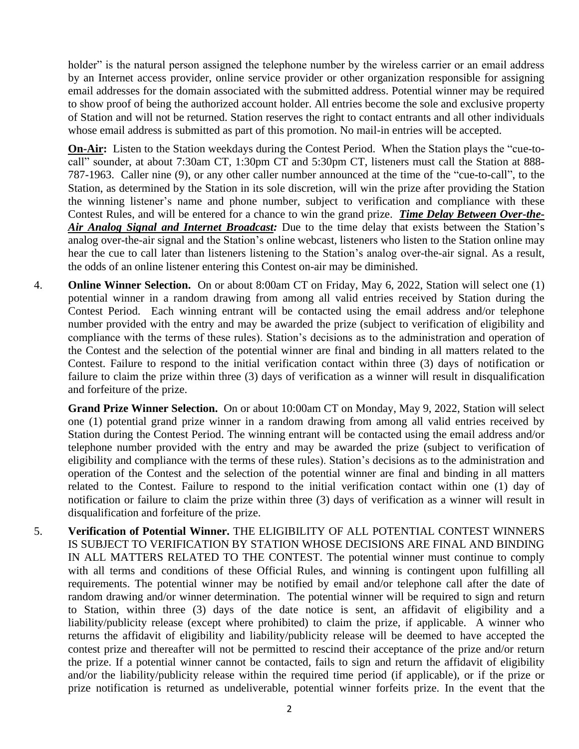holder" is the natural person assigned the telephone number by the wireless carrier or an email address by an Internet access provider, online service provider or other organization responsible for assigning email addresses for the domain associated with the submitted address. Potential winner may be required to show proof of being the authorized account holder. All entries become the sole and exclusive property of Station and will not be returned. Station reserves the right to contact entrants and all other individuals whose email address is submitted as part of this promotion. No mail-in entries will be accepted.

**On-Air:** Listen to the Station weekdays during the Contest Period. When the Station plays the "cue-to-call" sounder, at about 7:30am CT, 1:30pm CT and 5:30pm CT, listeners must call the Station at 888-787-1963. Caller nine (9), or any other caller number announced at the time of the "cue-to-call", to the Station, as determined by the Station in its sole discretion, will win the prize after providing the Station the winning listener's name and phone number, subject to verification and compliance with these Contest Rules, and will be entered for a chance to win the grand prize. ***Time Delay Between Over-the-Air Analog Signal and Internet Broadcast:*** Due to the time delay that exists between the Station's analog over-the-air signal and the Station's online webcast, listeners who listen to the Station online may hear the cue to call later than listeners listening to the Station's analog over-the-air signal. As a result, the odds of an online listener entering this Contest on-air may be diminished.

4. **Online Winner Selection.** On or about 8:00am CT on Friday, May 6, 2022, Station will select one (1) potential winner in a random drawing from among all valid entries received by Station during the Contest Period. Each winning entrant will be contacted using the email address and/or telephone number provided with the entry and may be awarded the prize (subject to verification of eligibility and compliance with the terms of these rules). Station's decisions as to the administration and operation of the Contest and the selection of the potential winner are final and binding in all matters related to the Contest. Failure to respond to the initial verification contact within three (3) days of notification or failure to claim the prize within three (3) days of verification as a winner will result in disqualification and forfeiture of the prize.

   **Grand Prize Winner Selection.** On or about 10:00am CT on Monday, May 9, 2022, Station will select one (1) potential grand prize winner in a random drawing from among all valid entries received by Station during the Contest Period. The winning entrant will be contacted using the email address and/or telephone number provided with the entry and may be awarded the prize (subject to verification of eligibility and compliance with the terms of these rules). Station's decisions as to the administration and operation of the Contest and the selection of the potential winner are final and binding in all matters related to the Contest. Failure to respond to the initial verification contact within one (1) day of notification or failure to claim the prize within three (3) days of verification as a winner will result in disqualification and forfeiture of the prize.

5. **Verification of Potential Winner.** THE ELIGIBILITY OF ALL POTENTIAL CONTEST WINNERS IS SUBJECT TO VERIFICATION BY STATION WHOSE DECISIONS ARE FINAL AND BINDING IN ALL MATTERS RELATED TO THE CONTEST. The potential winner must continue to comply with all terms and conditions of these Official Rules, and winning is contingent upon fulfilling all requirements. The potential winner may be notified by email and/or telephone call after the date of random drawing and/or winner determination. The potential winner will be required to sign and return to Station, within three (3) days of the date notice is sent, an affidavit of eligibility and a liability/publicity release (except where prohibited) to claim the prize, if applicable. A winner who returns the affidavit of eligibility and liability/publicity release will be deemed to have accepted the contest prize and thereafter will not be permitted to rescind their acceptance of the prize and/or return the prize. If a potential winner cannot be contacted, fails to sign and return the affidavit of eligibility and/or the liability/publicity release within the required time period (if applicable), or if the prize or prize notification is returned as undeliverable, potential winner forfeits prize. In the event that the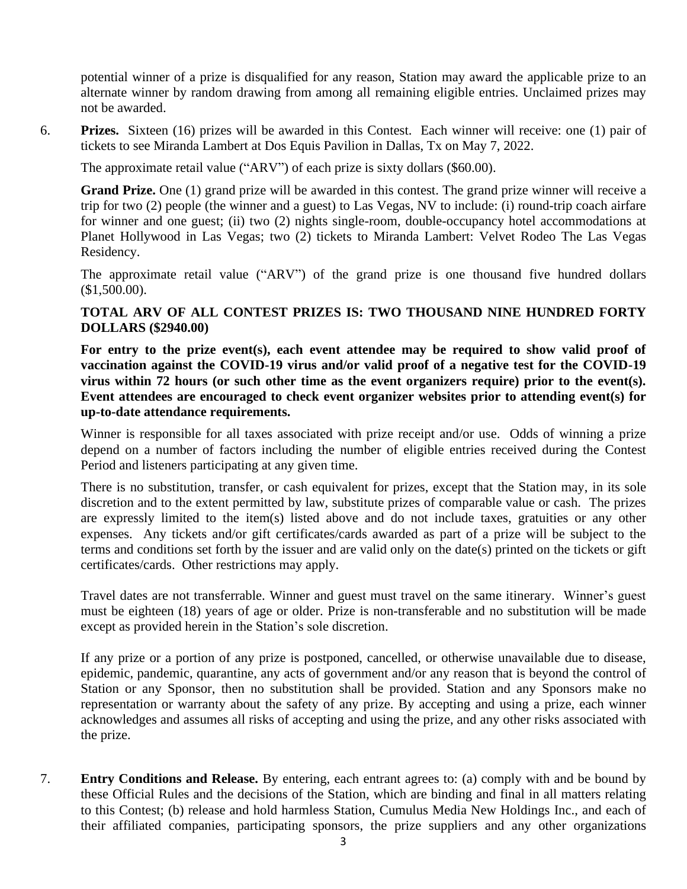potential winner of a prize is disqualified for any reason, Station may award the applicable prize to an alternate winner by random drawing from among all remaining eligible entries. Unclaimed prizes may not be awarded.

6. **Prizes.** Sixteen (16) prizes will be awarded in this Contest. Each winner will receive: one (1) pair of tickets to see Miranda Lambert at Dos Equis Pavilion in Dallas, Tx on May 7, 2022.

   The approximate retail value ("ARV") of each prize is sixty dollars ($60.00).

   **Grand Prize.** One (1) grand prize will be awarded in this contest. The grand prize winner will receive a trip for two (2) people (the winner and a guest) to Las Vegas, NV to include: (i) round-trip coach airfare for winner and one guest; (ii) two (2) nights single-room, double-occupancy hotel accommodations at Planet Hollywood in Las Vegas; two (2) tickets to Miranda Lambert: Velvet Rodeo The Las Vegas Residency.

   The approximate retail value ("ARV") of the grand prize is one thousand five hundred dollars ($1,500.00).

   **TOTAL ARV OF ALL CONTEST PRIZES IS: TWO THOUSAND NINE HUNDRED FORTY DOLLARS ($2940.00)**

   **For entry to the prize event(s), each event attendee may be required to show valid proof of vaccination against the COVID-19 virus and/or valid proof of a negative test for the COVID-19 virus within 72 hours (or such other time as the event organizers require) prior to the event(s). Event attendees are encouraged to check event organizer websites prior to attending event(s) for up-to-date attendance requirements.**

   Winner is responsible for all taxes associated with prize receipt and/or use. Odds of winning a prize depend on a number of factors including the number of eligible entries received during the Contest Period and listeners participating at any given time.

   There is no substitution, transfer, or cash equivalent for prizes, except that the Station may, in its sole discretion and to the extent permitted by law, substitute prizes of comparable value or cash. The prizes are expressly limited to the item(s) listed above and do not include taxes, gratuities or any other expenses. Any tickets and/or gift certificates/cards awarded as part of a prize will be subject to the terms and conditions set forth by the issuer and are valid only on the date(s) printed on the tickets or gift certificates/cards. Other restrictions may apply.

   Travel dates are not transferrable. Winner and guest must travel on the same itinerary. Winner's guest must be eighteen (18) years of age or older. Prize is non-transferable and no substitution will be made except as provided herein in the Station's sole discretion.

   If any prize or a portion of any prize is postponed, cancelled, or otherwise unavailable due to disease, epidemic, pandemic, quarantine, any acts of government and/or any reason that is beyond the control of Station or any Sponsor, then no substitution shall be provided. Station and any Sponsors make no representation or warranty about the safety of any prize. By accepting and using a prize, each winner acknowledges and assumes all risks of accepting and using the prize, and any other risks associated with the prize.

7. **Entry Conditions and Release.** By entering, each entrant agrees to: (a) comply with and be bound by these Official Rules and the decisions of the Station, which are binding and final in all matters relating to this Contest; (b) release and hold harmless Station, Cumulus Media New Holdings Inc., and each of their affiliated companies, participating sponsors, the prize suppliers and any other organizations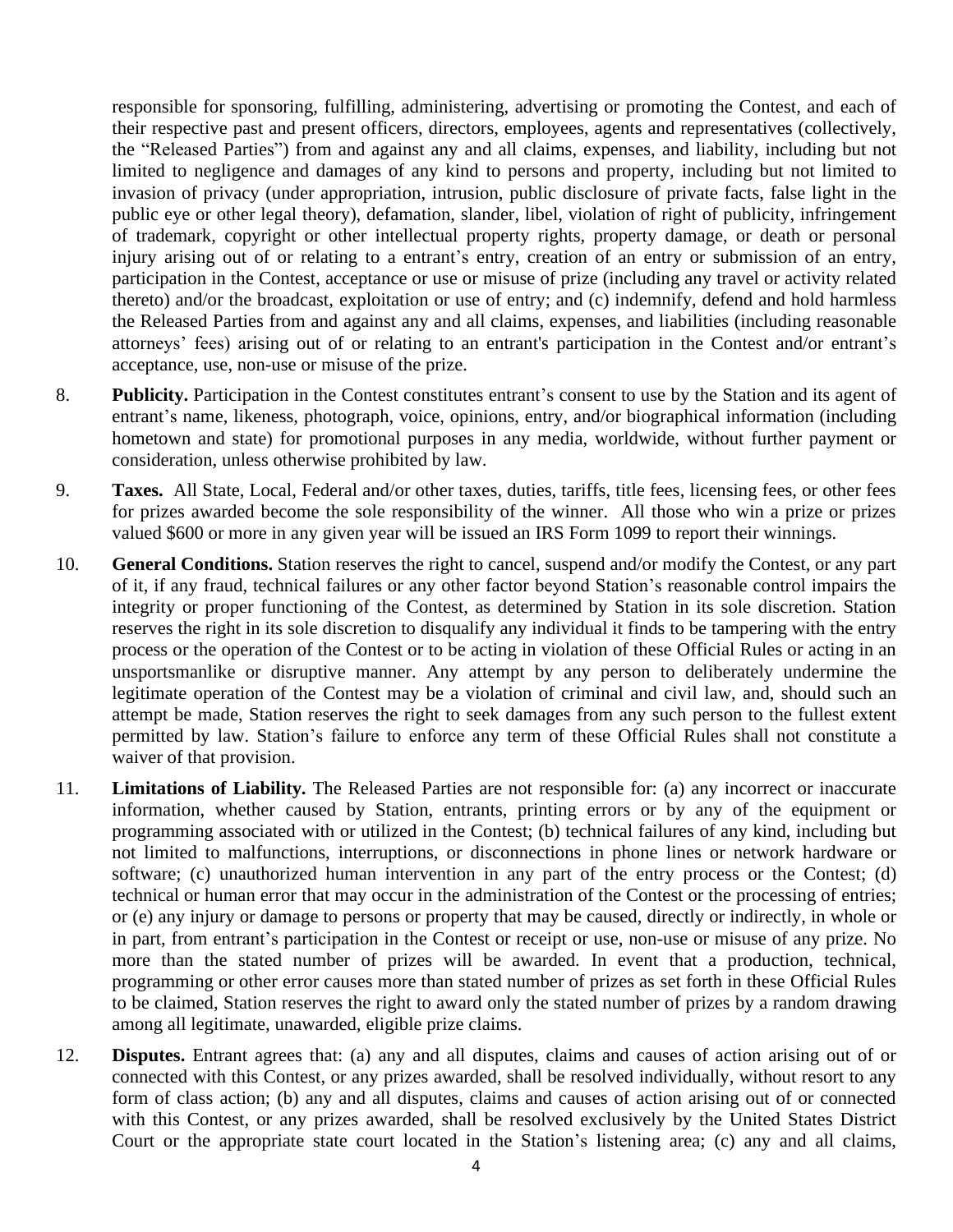responsible for sponsoring, fulfilling, administering, advertising or promoting the Contest, and each of their respective past and present officers, directors, employees, agents and representatives (collectively, the "Released Parties") from and against any and all claims, expenses, and liability, including but not limited to negligence and damages of any kind to persons and property, including but not limited to invasion of privacy (under appropriation, intrusion, public disclosure of private facts, false light in the public eye or other legal theory), defamation, slander, libel, violation of right of publicity, infringement of trademark, copyright or other intellectual property rights, property damage, or death or personal injury arising out of or relating to a entrant's entry, creation of an entry or submission of an entry, participation in the Contest, acceptance or use or misuse of prize (including any travel or activity related thereto) and/or the broadcast, exploitation or use of entry; and (c) indemnify, defend and hold harmless the Released Parties from and against any and all claims, expenses, and liabilities (including reasonable attorneys' fees) arising out of or relating to an entrant's participation in the Contest and/or entrant's acceptance, use, non-use or misuse of the prize.

8. **Publicity.** Participation in the Contest constitutes entrant's consent to use by the Station and its agent of entrant's name, likeness, photograph, voice, opinions, entry, and/or biographical information (including hometown and state) for promotional purposes in any media, worldwide, without further payment or consideration, unless otherwise prohibited by law.

9. **Taxes.** All State, Local, Federal and/or other taxes, duties, tariffs, title fees, licensing fees, or other fees for prizes awarded become the sole responsibility of the winner. All those who win a prize or prizes valued $600 or more in any given year will be issued an IRS Form 1099 to report their winnings.

10. **General Conditions.** Station reserves the right to cancel, suspend and/or modify the Contest, or any part of it, if any fraud, technical failures or any other factor beyond Station's reasonable control impairs the integrity or proper functioning of the Contest, as determined by Station in its sole discretion. Station reserves the right in its sole discretion to disqualify any individual it finds to be tampering with the entry process or the operation of the Contest or to be acting in violation of these Official Rules or acting in an unsportsmanlike or disruptive manner. Any attempt by any person to deliberately undermine the legitimate operation of the Contest may be a violation of criminal and civil law, and, should such an attempt be made, Station reserves the right to seek damages from any such person to the fullest extent permitted by law. Station's failure to enforce any term of these Official Rules shall not constitute a waiver of that provision.

11. **Limitations of Liability.** The Released Parties are not responsible for: (a) any incorrect or inaccurate information, whether caused by Station, entrants, printing errors or by any of the equipment or programming associated with or utilized in the Contest; (b) technical failures of any kind, including but not limited to malfunctions, interruptions, or disconnections in phone lines or network hardware or software; (c) unauthorized human intervention in any part of the entry process or the Contest; (d) technical or human error that may occur in the administration of the Contest or the processing of entries; or (e) any injury or damage to persons or property that may be caused, directly or indirectly, in whole or in part, from entrant's participation in the Contest or receipt or use, non-use or misuse of any prize. No more than the stated number of prizes will be awarded. In event that a production, technical, programming or other error causes more than stated number of prizes as set forth in these Official Rules to be claimed, Station reserves the right to award only the stated number of prizes by a random drawing among all legitimate, unawarded, eligible prize claims.

12. **Disputes.** Entrant agrees that: (a) any and all disputes, claims and causes of action arising out of or connected with this Contest, or any prizes awarded, shall be resolved individually, without resort to any form of class action; (b) any and all disputes, claims and causes of action arising out of or connected with this Contest, or any prizes awarded, shall be resolved exclusively by the United States District Court or the appropriate state court located in the Station's listening area; (c) any and all claims,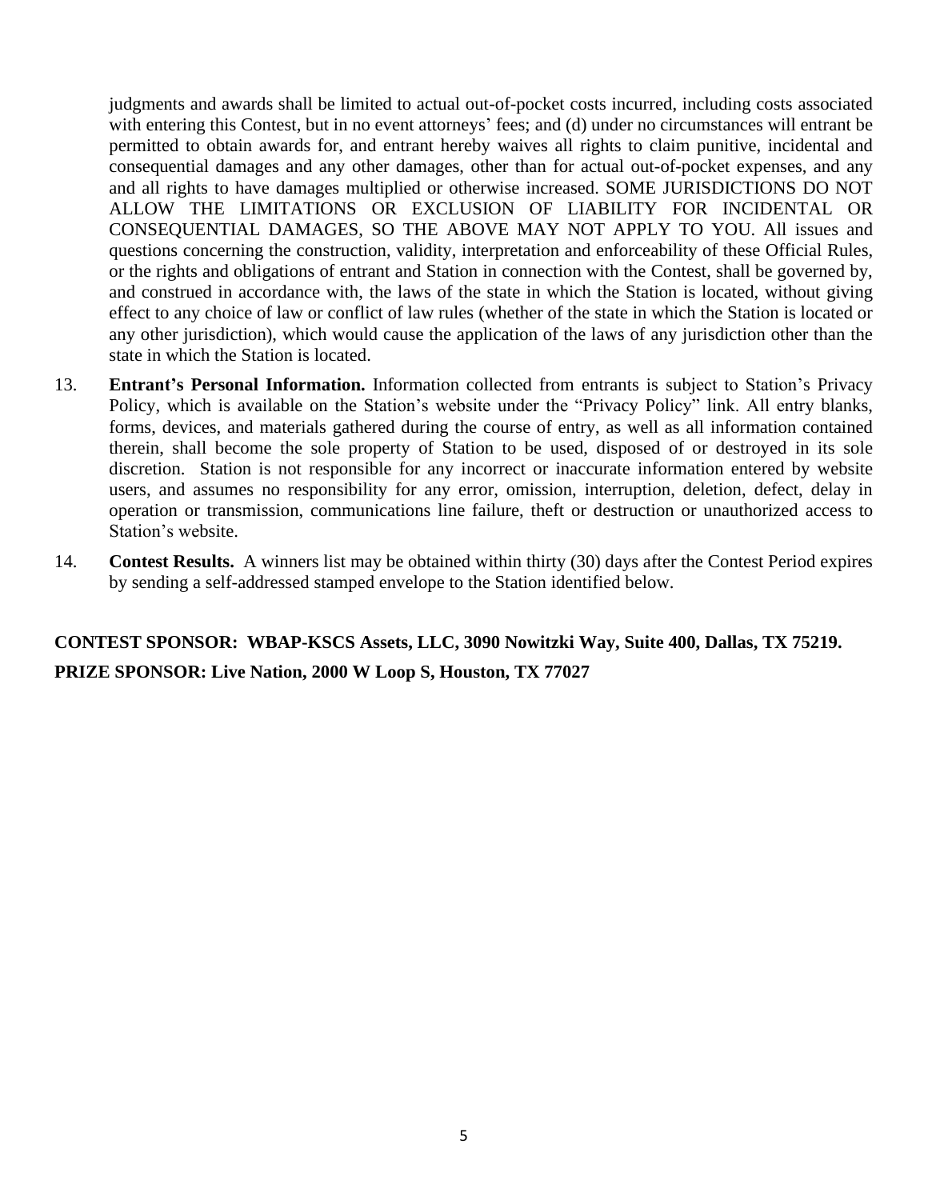judgments and awards shall be limited to actual out-of-pocket costs incurred, including costs associated with entering this Contest, but in no event attorneys' fees; and (d) under no circumstances will entrant be permitted to obtain awards for, and entrant hereby waives all rights to claim punitive, incidental and consequential damages and any other damages, other than for actual out-of-pocket expenses, and any and all rights to have damages multiplied or otherwise increased. SOME JURISDICTIONS DO NOT ALLOW THE LIMITATIONS OR EXCLUSION OF LIABILITY FOR INCIDENTAL OR CONSEQUENTIAL DAMAGES, SO THE ABOVE MAY NOT APPLY TO YOU. All issues and questions concerning the construction, validity, interpretation and enforceability of these Official Rules, or the rights and obligations of entrant and Station in connection with the Contest, shall be governed by, and construed in accordance with, the laws of the state in which the Station is located, without giving effect to any choice of law or conflict of law rules (whether of the state in which the Station is located or any other jurisdiction), which would cause the application of the laws of any jurisdiction other than the state in which the Station is located.

13. **Entrant's Personal Information.** Information collected from entrants is subject to Station's Privacy Policy, which is available on the Station's website under the "Privacy Policy" link. All entry blanks, forms, devices, and materials gathered during the course of entry, as well as all information contained therein, shall become the sole property of Station to be used, disposed of or destroyed in its sole discretion. Station is not responsible for any incorrect or inaccurate information entered by website users, and assumes no responsibility for any error, omission, interruption, deletion, defect, delay in operation or transmission, communications line failure, theft or destruction or unauthorized access to Station's website.

14. **Contest Results.** A winners list may be obtained within thirty (30) days after the Contest Period expires by sending a self-addressed stamped envelope to the Station identified below.

**CONTEST SPONSOR: WBAP-KSCS Assets, LLC, 3090 Nowitzki Way, Suite 400, Dallas, TX 75219.**

**PRIZE SPONSOR: Live Nation, 2000 W Loop S, Houston, TX 77027**